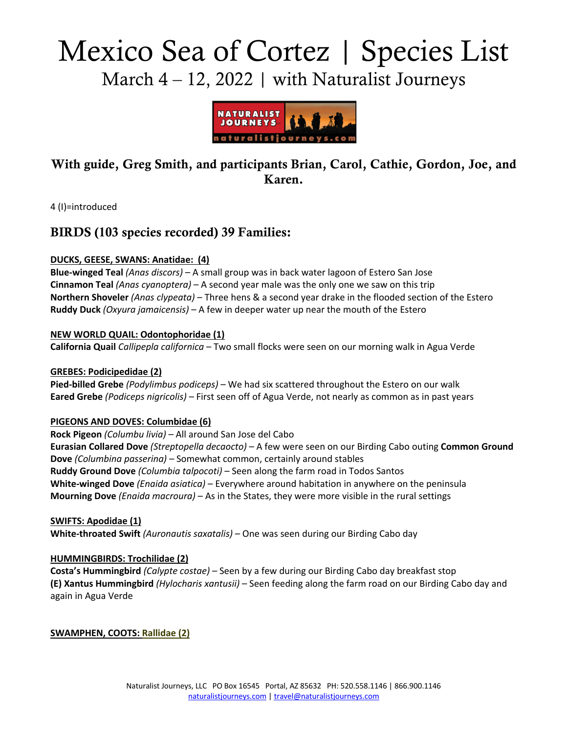# Mexico Sea of Cortez | Species List

## March 4 – 12, 2022 | with Naturalist Journeys

### With guide, Greg Smith, and participants Brian, Carol, Cathie, Gordon, Joe, and Karen.

4 (I)=introduced

## BIRDS (103 species recorded) 39 Families:

**DUCKS, GEESE, SWANS: Anatidae: (4)**

**Blue-winged Teal** *(Anas discors)* – A small group was in back water lagoon of Estero San Jose
**Cinnamon Teal** *(Anas cyanoptera)* – A second year male was the only one we saw on this trip
**Northern Shoveler** *(Anas clypeata)* – Three hens & a second year drake in the flooded section of the Estero
**Ruddy Duck** *(Oxyura jamaicensis)* – A few in deeper water up near the mouth of the Estero

**NEW WORLD QUAIL: Odontophoridae (1)**

**California Quail** *Callipepla californica* – Two small flocks were seen on our morning walk in Agua Verde

**GREBES: Podicipedidae (2)**

**Pied-billed Grebe** *(Podylimbus podiceps)* – We had six scattered throughout the Estero on our walk
**Eared Grebe** *(Podiceps nigricolis)* – First seen off of Agua Verde, not nearly as common as in past years

**PIGEONS AND DOVES: Columbidae (6)**

**Rock Pigeon** *(Columbu livia)* – All around San Jose del Cabo
**Eurasian Collared Dove** *(Streptopella decaocto)* – A few were seen on our Birding Cabo outing
**Common Ground Dove** *(Columbina passerina)* – Somewhat common, certainly around stables
**Ruddy Ground Dove** *(Columbia talpocoti)* – Seen along the farm road in Todos Santos
**White-winged Dove** *(Enaida asiatica)* – Everywhere around habitation in anywhere on the peninsula
**Mourning Dove** *(Enaida macroura)* – As in the States, they were more visible in the rural settings

**SWIFTS: Apodidae (1)**

**White-throated Swift** *(Auronautis saxatalis)* – One was seen during our Birding Cabo day

**HUMMINGBIRDS: Trochilidae (2)**

**Costa's Hummingbird** *(Calypte costae)* – Seen by a few during our Birding Cabo day breakfast stop
**(E) Xantus Hummingbird** *(Hylocharis xantusii)* – Seen feeding along the farm road on our Birding Cabo day and again in Agua Verde

**SWAMPHEN, COOTS: Rallidae (2)**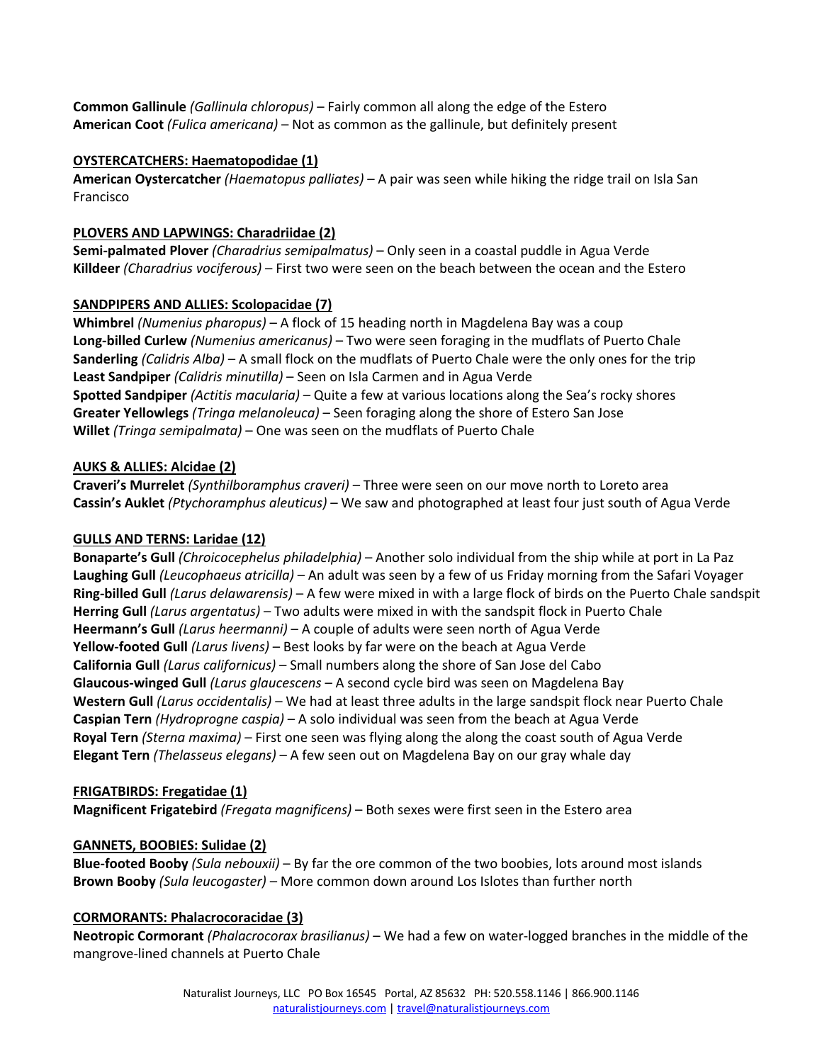**Common Gallinule** *(Gallinula chloropus)* – Fairly common all along the edge of the Estero
**American Coot** *(Fulica americana)* – Not as common as the gallinule, but definitely present

**OYSTERCATCHERS: Haematopodidae (1)**
**American Oystercatcher** *(Haematopus palliates)* – A pair was seen while hiking the ridge trail on Isla San Francisco

**PLOVERS AND LAPWINGS: Charadriidae (2)**
**Semi-palmated Plover** *(Charadrius semipalmatus)* – Only seen in a coastal puddle in Agua Verde
**Killdeer** *(Charadrius vociferous)* – First two were seen on the beach between the ocean and the Estero

**SANDPIPERS AND ALLIES: Scolopacidae (7)**
**Whimbrel** *(Numenius pharopus)* – A flock of 15 heading north in Magdelena Bay was a coup
**Long-billed Curlew** *(Numenius americanus)* – Two were seen foraging in the mudflats of Puerto Chale
**Sanderling** *(Calidris Alba)* – A small flock on the mudflats of Puerto Chale were the only ones for the trip
**Least Sandpiper** *(Calidris minutilla)* – Seen on Isla Carmen and in Agua Verde
**Spotted Sandpiper** *(Actitis macularia)* – Quite a few at various locations along the Sea's rocky shores
**Greater Yellowlegs** *(Tringa melanoleuca)* – Seen foraging along the shore of Estero San Jose
**Willet** *(Tringa semipalmata)* – One was seen on the mudflats of Puerto Chale

**AUKS & ALLIES: Alcidae (2)**
**Craveri's Murrelet** *(Synthilboramphus craveri)* – Three were seen on our move north to Loreto area
**Cassin's Auklet** *(Ptychoramphus aleuticus)* – We saw and photographed at least four just south of Agua Verde

**GULLS AND TERNS: Laridae (12)**
**Bonaparte's Gull** *(Chroicocephelus philadelphia)* – Another solo individual from the ship while at port in La Paz
**Laughing Gull** *(Leucophaeus atricilla)* – An adult was seen by a few of us Friday morning from the Safari Voyager
**Ring-billed Gull** *(Larus delawarensis)* – A few were mixed in with a large flock of birds on the Puerto Chale sandspit
**Herring Gull** *(Larus argentatus)* – Two adults were mixed in with the sandspit flock in Puerto Chale
**Heermann's Gull** *(Larus heermanni)* – A couple of adults were seen north of Agua Verde
**Yellow-footed Gull** *(Larus livens)* – Best looks by far were on the beach at Agua Verde
**California Gull** *(Larus californicus)* – Small numbers along the shore of San Jose del Cabo
**Glaucous-winged Gull** *(Larus glaucescens* – A second cycle bird was seen on Magdelena Bay
**Western Gull** *(Larus occidentalis)* – We had at least three adults in the large sandspit flock near Puerto Chale
**Caspian Tern** *(Hydroprogne caspia)* – A solo individual was seen from the beach at Agua Verde
**Royal Tern** *(Sterna maxima)* – First one seen was flying along the along the coast south of Agua Verde
**Elegant Tern** *(Thelasseus elegans)* – A few seen out on Magdelena Bay on our gray whale day

**FRIGATBIRDS: Fregatidae (1)**
**Magnificent Frigatebird** *(Fregata magnificens)* – Both sexes were first seen in the Estero area

**GANNETS, BOOBIES: Sulidae (2)**
**Blue-footed Booby** *(Sula nebouxii)* – By far the ore common of the two boobies, lots around most islands
**Brown Booby** *(Sula leucogaster)* – More common down around Los Islotes than further north

**CORMORANTS: Phalacrocoracidae (3)**
**Neotropic Cormorant** *(Phalacrocorax brasilianus)* – We had a few on water-logged branches in the middle of the mangrove-lined channels at Puerto Chale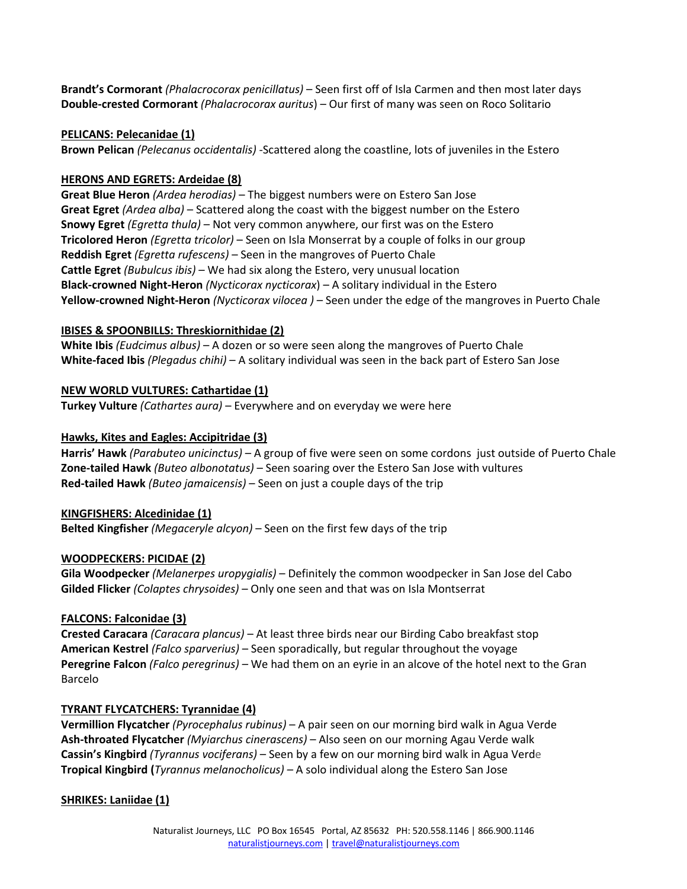**Brandt's Cormorant** *(Phalacrocorax penicillatus)* – Seen first off of Isla Carmen and then most later days
**Double-crested Cormorant** *(Phalacrocorax auritus*) – Our first of many was seen on Roco Solitario

**PELICANS: Pelecanidae (1)**

**Brown Pelican** *(Pelecanus occidentalis)* -Scattered along the coastline, lots of juveniles in the Estero

**HERONS AND EGRETS: Ardeidae (8)**

**Great Blue Heron** *(Ardea herodias)* – The biggest numbers were on Estero San Jose
**Great Egret** *(Ardea alba)* – Scattered along the coast with the biggest number on the Estero
**Snowy Egret** *(Egretta thula)* – Not very common anywhere, our first was on the Estero
**Tricolored Heron** *(Egretta tricolor)* – Seen on Isla Monserrat by a couple of folks in our group
**Reddish Egret** *(Egretta rufescens)* – Seen in the mangroves of Puerto Chale
**Cattle Egret** *(Bubulcus ibis)* – We had six along the Estero, very unusual location
**Black-crowned Night-Heron** *(Nycticorax nycticorax*) – A solitary individual in the Estero
**Yellow-crowned Night-Heron** *(Nycticorax vilocea )* – Seen under the edge of the mangroves in Puerto Chale

**IBISES & SPOONBILLS: Threskiornithidae (2)**

**White Ibis** *(Eudcimus albus)* – A dozen or so were seen along the mangroves of Puerto Chale
**White-faced Ibis** *(Plegadus chihi)* – A solitary individual was seen in the back part of Estero San Jose

**NEW WORLD VULTURES: Cathartidae (1)**

**Turkey Vulture** *(Cathartes aura)* – Everywhere and on everyday we were here

**Hawks, Kites and Eagles: Accipitridae (3)**

**Harris' Hawk** *(Parabuteo unicinctus)* – A group of five were seen on some cordons just outside of Puerto Chale
**Zone-tailed Hawk** *(Buteo albonotatus)* – Seen soaring over the Estero San Jose with vultures
**Red-tailed Hawk** *(Buteo jamaicensis)* – Seen on just a couple days of the trip

**KINGFISHERS: Alcedinidae (1)**

**Belted Kingfisher** *(Megaceryle alcyon)* – Seen on the first few days of the trip

**WOODPECKERS: PICIDAE (2)**

**Gila Woodpecker** *(Melanerpes uropygialis)* – Definitely the common woodpecker in San Jose del Cabo
**Gilded Flicker** *(Colaptes chrysoides)* – Only one seen and that was on Isla Montserrat

**FALCONS: Falconidae (3)**

**Crested Caracara** *(Caracara plancus)* – At least three birds near our Birding Cabo breakfast stop
**American Kestrel** *(Falco sparverius)* – Seen sporadically, but regular throughout the voyage
**Peregrine Falcon** *(Falco peregrinus)* – We had them on an eyrie in an alcove of the hotel next to the Gran Barcelo

**TYRANT FLYCATCHERS: Tyrannidae (4)**

**Vermillion Flycatcher** *(Pyrocephalus rubinus)* – A pair seen on our morning bird walk in Agua Verde
**Ash-throated Flycatcher** *(Myiarchus cinerascens)* – Also seen on our morning Agau Verde walk
**Cassin's Kingbird** *(Tyrannus vociferans)* – Seen by a few on our morning bird walk in Agua Verde
**Tropical Kingbird (***Tyrannus melanocholicus)* – A solo individual along the Estero San Jose

**SHRIKES: Laniidae (1)**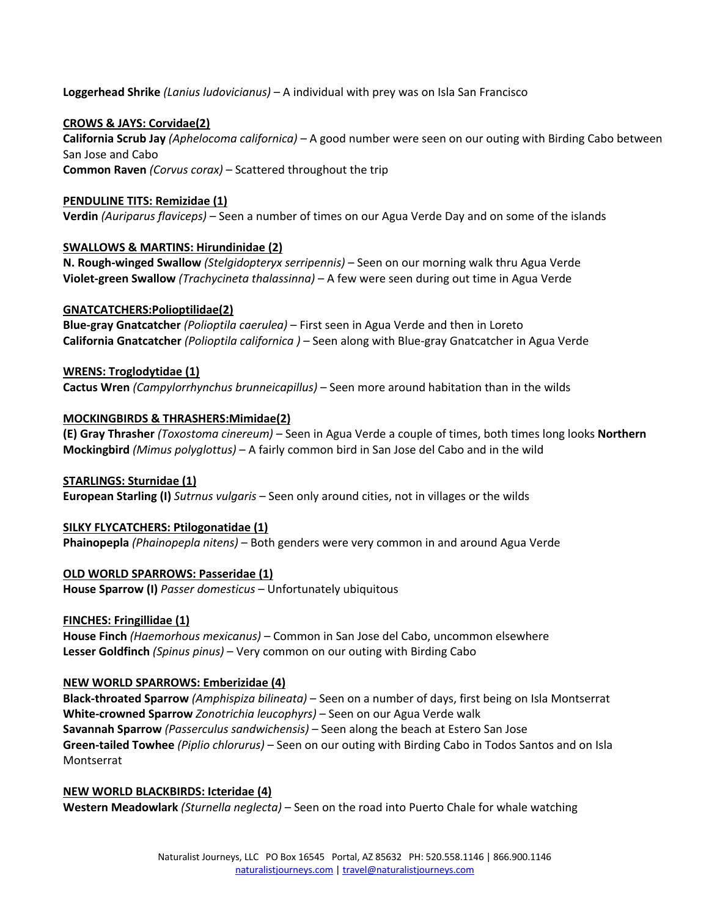**Loggerhead Shrike** *(Lanius ludovicianus)* – A individual with prey was on Isla San Francisco

**CROWS & JAYS: Corvidae(2)**

**California Scrub Jay** *(Aphelocoma californica)* – A good number were seen on our outing with Birding Cabo between San Jose and Cabo

**Common Raven** *(Corvus corax)* – Scattered throughout the trip

**PENDULINE TITS: Remizidae (1)**

**Verdin** *(Auriparus flaviceps)* – Seen a number of times on our Agua Verde Day and on some of the islands

**SWALLOWS & MARTINS: Hirundinidae (2)**

**N. Rough-winged Swallow** *(Stelgidopteryx serripennis)* – Seen on our morning walk thru Agua Verde

**Violet-green Swallow** *(Trachycineta thalassinna)* – A few were seen during out time in Agua Verde

**GNATCATCHERS:Polioptilidae(2)**

**Blue-gray Gnatcatcher** *(Polioptila caerulea)* – First seen in Agua Verde and then in Loreto

**California Gnatcatcher** *(Polioptila californica )* – Seen along with Blue-gray Gnatcatcher in Agua Verde

**WRENS: Troglodytidae (1)**

**Cactus Wren** *(Campylorrhynchus brunneicapillus)* – Seen more around habitation than in the wilds

**MOCKINGBIRDS & THRASHERS:Mimidae(2)**

**(E) Gray Thrasher** *(Toxostoma cinereum)* – Seen in Agua Verde a couple of times, both times long looks **Northern Mockingbird** *(Mimus polyglottus)* – A fairly common bird in San Jose del Cabo and in the wild

**STARLINGS: Sturnidae (1)**

**European Starling (I)** *Sutrnus vulgaris* – Seen only around cities, not in villages or the wilds

**SILKY FLYCATCHERS: Ptilogonatidae (1)**

**Phainopepla** *(Phainopepla nitens)* – Both genders were very common in and around Agua Verde

**OLD WORLD SPARROWS: Passeridae (1)**

**House Sparrow (I)** *Passer domesticus* – Unfortunately ubiquitous

**FINCHES: Fringillidae (1)**

**House Finch** *(Haemorhous mexicanus)* – Common in San Jose del Cabo, uncommon elsewhere

**Lesser Goldfinch** *(Spinus pinus)* – Very common on our outing with Birding Cabo

**NEW WORLD SPARROWS: Emberizidae (4)**

**Black-throated Sparrow** *(Amphispiza bilineata)* – Seen on a number of days, first being on Isla Montserrat

**White-crowned Sparrow** *Zonotrichia leucophyrs)* – Seen on our Agua Verde walk

**Savannah Sparrow** *(Passerculus sandwichensis)* – Seen along the beach at Estero San Jose

**Green-tailed Towhee** *(Piplio chlorurus)* – Seen on our outing with Birding Cabo in Todos Santos and on Isla Montserrat

**NEW WORLD BLACKBIRDS: Icteridae (4)**

**Western Meadowlark** *(Sturnella neglecta)* – Seen on the road into Puerto Chale for whale watching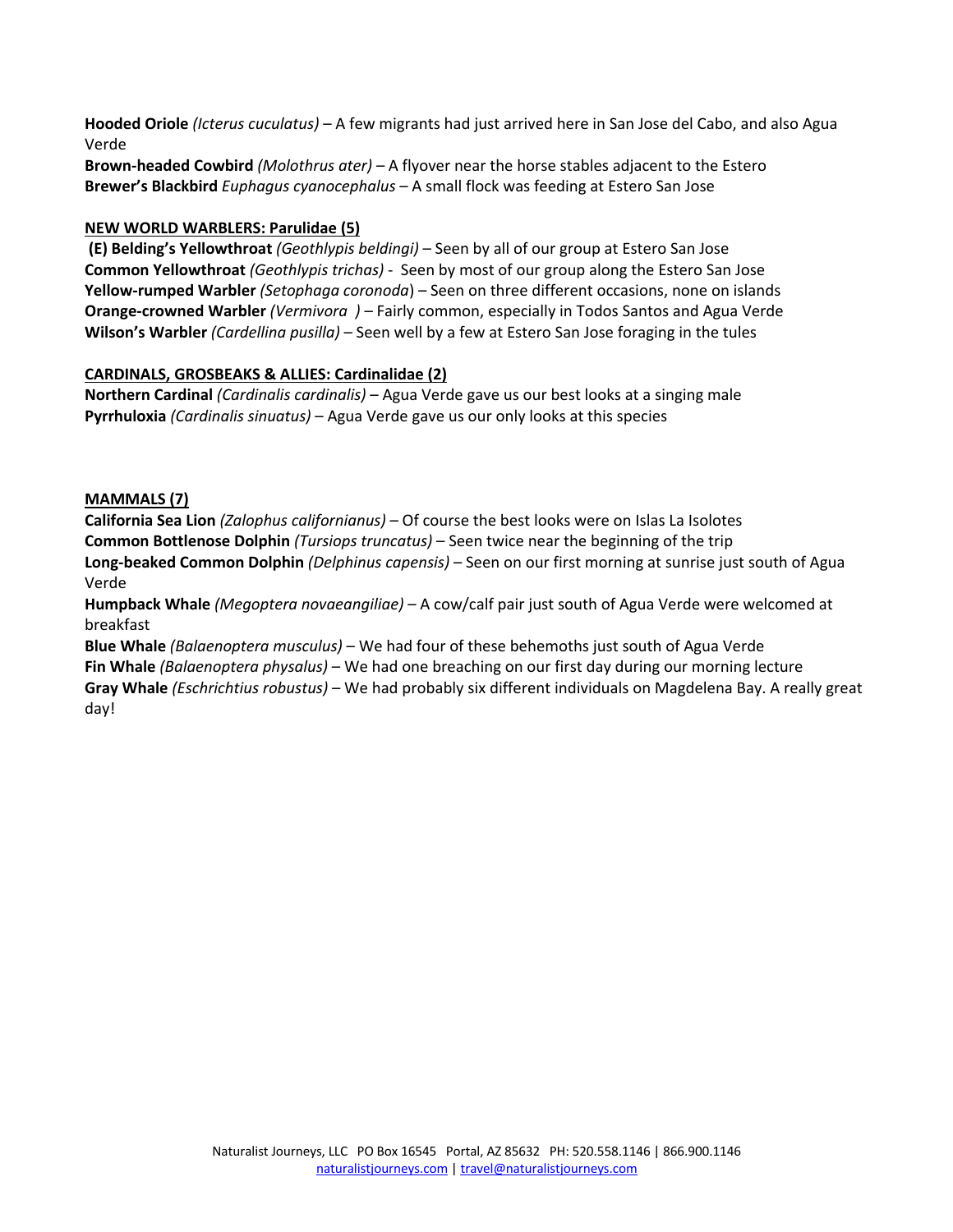**Hooded Oriole** *(Icterus cuculatus)* – A few migrants had just arrived here in San Jose del Cabo, and also Agua Verde
**Brown-headed Cowbird** *(Molothrus ater)* – A flyover near the horse stables adjacent to the Estero
**Brewer's Blackbird** *Euphagus cyanocephalus* – A small flock was feeding at Estero San Jose

## NEW WORLD WARBLERS: Parulidae (5)

**(E) Belding's Yellowthroat** *(Geothlypis beldingi)* – Seen by all of our group at Estero San Jose
**Common Yellowthroat** *(Geothlypis trichas)* - Seen by most of our group along the Estero San Jose
**Yellow-rumped Warbler** *(Setophaga coronoda)* – Seen on three different occasions, none on islands
**Orange-crowned Warbler** *(Vermivora )* – Fairly common, especially in Todos Santos and Agua Verde
**Wilson's Warbler** *(Cardellina pusilla)* – Seen well by a few at Estero San Jose foraging in the tules

## CARDINALS, GROSBEAKS & ALLIES: Cardinalidae (2)

**Northern Cardinal** *(Cardinalis cardinalis)* – Agua Verde gave us our best looks at a singing male
**Pyrrhuloxia** *(Cardinalis sinuatus)* – Agua Verde gave us our only looks at this species

## MAMMALS (7)

**California Sea Lion** *(Zalophus californianus)* – Of course the best looks were on Islas La Isolotes
**Common Bottlenose Dolphin** *(Tursiops truncatus)* – Seen twice near the beginning of the trip
**Long-beaked Common Dolphin** *(Delphinus capensis)* – Seen on our first morning at sunrise just south of Agua Verde
**Humpback Whale** *(Megoptera novaeangiliae)* – A cow/calf pair just south of Agua Verde were welcomed at breakfast
**Blue Whale** *(Balaenoptera musculus)* – We had four of these behemoths just south of Agua Verde
**Fin Whale** *(Balaenoptera physalus)* – We had one breaching on our first day during our morning lecture
**Gray Whale** *(Eschrichtius robustus)* – We had probably six different individuals on Magdelena Bay. A really great day!

Naturalist Journeys, LLC PO Box 16545 Portal, AZ 85632 PH: 520.558.1146 | 866.900.1146
naturalistjourneys.com | travel@naturalistjourneys.com